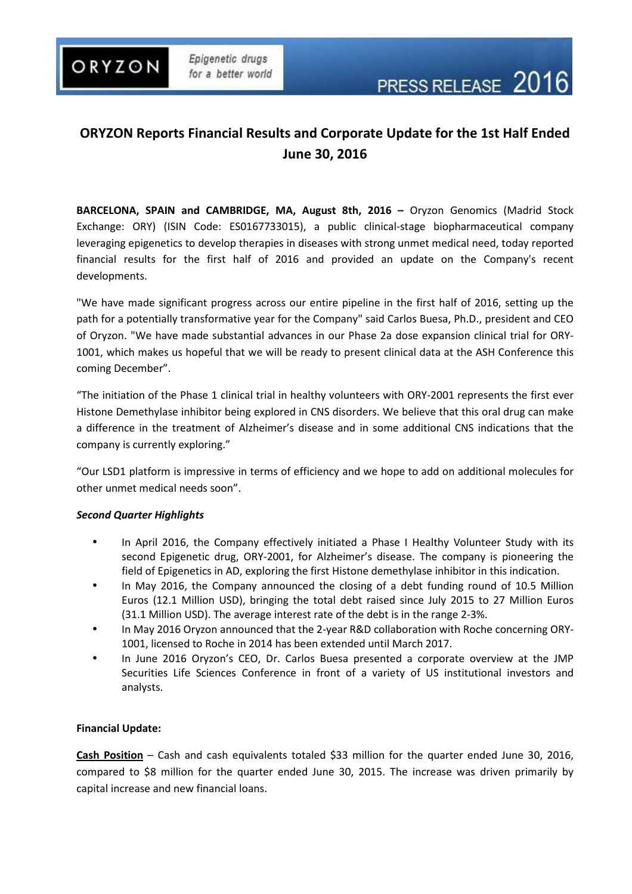ORYZON

Epigenetic drugs for a better world

PRESS RELEASE 2016

# ORYZON Reports Financial Results and Corporate Update for the 1st Half Ended June 30, 2016

**BARCELONA, SPAIN and CAMBRIDGE, MA, August 8th, 2016 –** Oryzon Genomics (Madrid Stock Exchange: ORY) (ISIN Code: ES0167733015), a public clinical-stage biopharmaceutical company leveraging epigenetics to develop therapies in diseases with strong unmet medical need, today reported financial results for the first half of 2016 and provided an update on the Company's recent developments.

"We have made significant progress across our entire pipeline in the first half of 2016, setting up the path for a potentially transformative year for the Company" said Carlos Buesa, Ph.D., president and CEO of Oryzon. "We have made substantial advances in our Phase 2a dose expansion clinical trial for ORY-1001, which makes us hopeful that we will be ready to present clinical data at the ASH Conference this coming December".

"The initiation of the Phase 1 clinical trial in healthy volunteers with ORY-2001 represents the first ever Histone Demethylase inhibitor being explored in CNS disorders. We believe that this oral drug can make a difference in the treatment of Alzheimer's disease and in some additional CNS indications that the company is currently exploring."

"Our LSD1 platform is impressive in terms of efficiency and we hope to add on additional molecules for other unmet medical needs soon".

***Second Quarter Highlights***

- In April 2016, the Company effectively initiated a Phase I Healthy Volunteer Study with its second Epigenetic drug, ORY-2001, for Alzheimer's disease. The company is pioneering the field of Epigenetics in AD, exploring the first Histone demethylase inhibitor in this indication.
- In May 2016, the Company announced the closing of a debt funding round of 10.5 Million Euros (12.1 Million USD), bringing the total debt raised since July 2015 to 27 Million Euros (31.1 Million USD). The average interest rate of the debt is in the range 2-3%.
- In May 2016 Oryzon announced that the 2-year R&D collaboration with Roche concerning ORY-1001, licensed to Roche in 2014 has been extended until March 2017.
- In June 2016 Oryzon's CEO, Dr. Carlos Buesa presented a corporate overview at the JMP Securities Life Sciences Conference in front of a variety of US institutional investors and analysts.

**Financial Update:**

**<u>Cash Position</u>** – Cash and cash equivalents totaled $33 million for the quarter ended June 30, 2016, compared to $8 million for the quarter ended June 30, 2015. The increase was driven primarily by capital increase and new financial loans.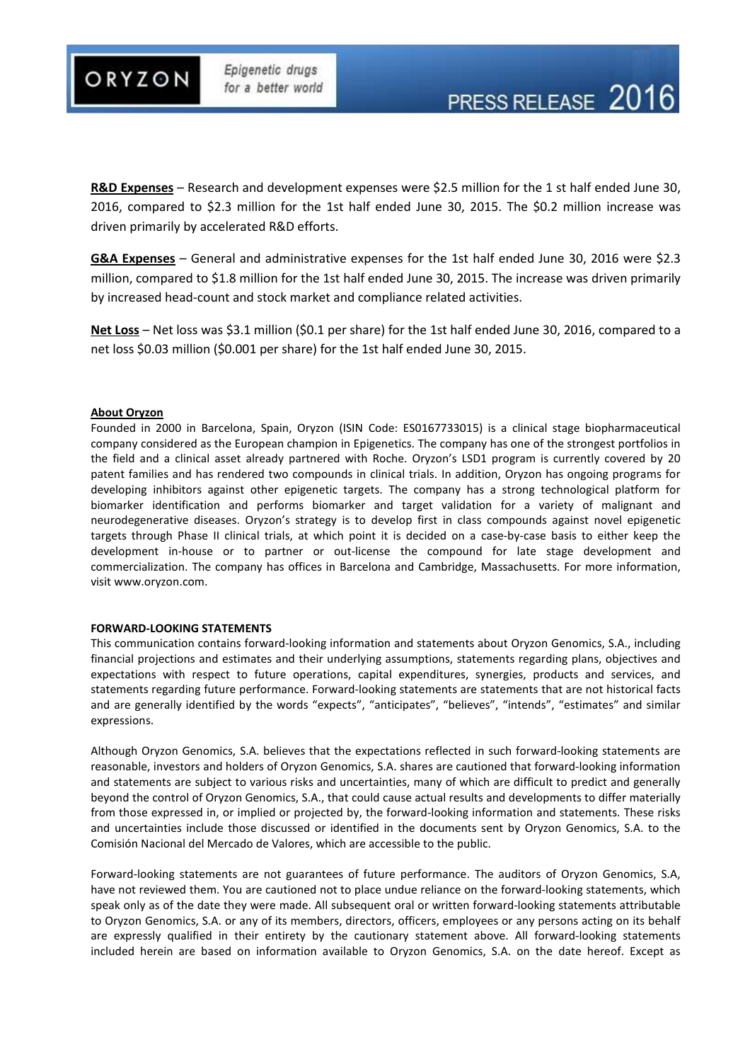**R&D Expenses** – Research and development expenses were $2.5 million for the 1 st half ended June 30, 2016, compared to $2.3 million for the 1st half ended June 30, 2015. The $0.2 million increase was driven primarily by accelerated R&D efforts.

**G&A Expenses** – General and administrative expenses for the 1st half ended June 30, 2016 were $2.3 million, compared to $1.8 million for the 1st half ended June 30, 2015. The increase was driven primarily by increased head-count and stock market and compliance related activities.

**Net Loss** – Net loss was $3.1 million ($0.1 per share) for the 1st half ended June 30, 2016, compared to a net loss $0.03 million ($0.001 per share) for the 1st half ended June 30, 2015.

**About Oryzon**

Founded in 2000 in Barcelona, Spain, Oryzon (ISIN Code: ES0167733015) is a clinical stage biopharmaceutical company considered as the European champion in Epigenetics. The company has one of the strongest portfolios in the field and a clinical asset already partnered with Roche. Oryzon's LSD1 program is currently covered by 20 patent families and has rendered two compounds in clinical trials. In addition, Oryzon has ongoing programs for developing inhibitors against other epigenetic targets. The company has a strong technological platform for biomarker identification and performs biomarker and target validation for a variety of malignant and neurodegenerative diseases. Oryzon's strategy is to develop first in class compounds against novel epigenetic targets through Phase II clinical trials, at which point it is decided on a case-by-case basis to either keep the development in-house or to partner or out-license the compound for late stage development and commercialization. The company has offices in Barcelona and Cambridge, Massachusetts. For more information, visit www.oryzon.com.

**FORWARD-LOOKING STATEMENTS**

This communication contains forward-looking information and statements about Oryzon Genomics, S.A., including financial projections and estimates and their underlying assumptions, statements regarding plans, objectives and expectations with respect to future operations, capital expenditures, synergies, products and services, and statements regarding future performance. Forward-looking statements are statements that are not historical facts and are generally identified by the words "expects", "anticipates", "believes", "intends", "estimates" and similar expressions.

Although Oryzon Genomics, S.A. believes that the expectations reflected in such forward-looking statements are reasonable, investors and holders of Oryzon Genomics, S.A. shares are cautioned that forward-looking information and statements are subject to various risks and uncertainties, many of which are difficult to predict and generally beyond the control of Oryzon Genomics, S.A., that could cause actual results and developments to differ materially from those expressed in, or implied or projected by, the forward-looking information and statements. These risks and uncertainties include those discussed or identified in the documents sent by Oryzon Genomics, S.A. to the Comisión Nacional del Mercado de Valores, which are accessible to the public.

Forward-looking statements are not guarantees of future performance. The auditors of Oryzon Genomics, S.A, have not reviewed them. You are cautioned not to place undue reliance on the forward-looking statements, which speak only as of the date they were made. All subsequent oral or written forward-looking statements attributable to Oryzon Genomics, S.A. or any of its members, directors, officers, employees or any persons acting on its behalf are expressly qualified in their entirety by the cautionary statement above. All forward-looking statements included herein are based on information available to Oryzon Genomics, S.A. on the date hereof. Except as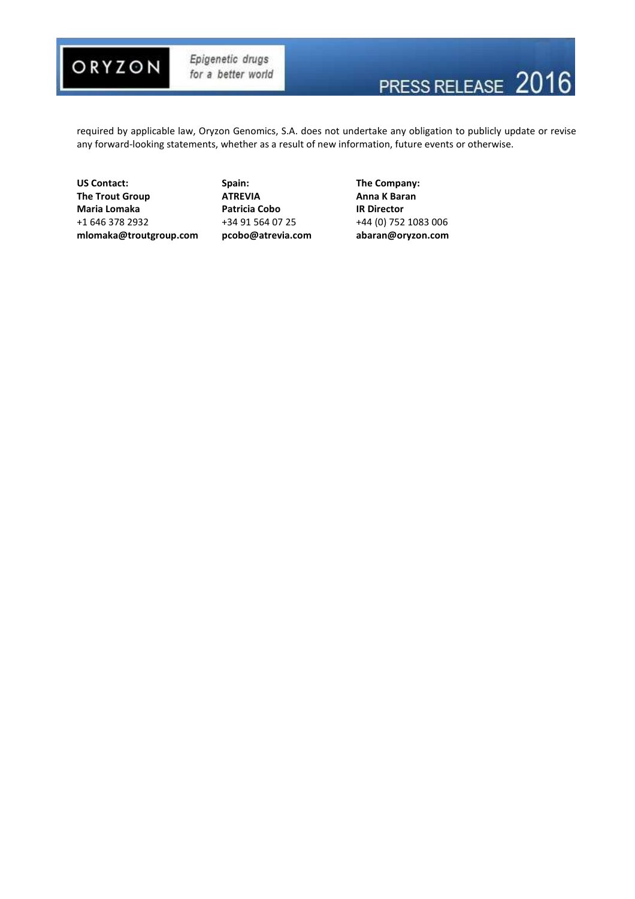required by applicable law, Oryzon Genomics, S.A. does not undertake any obligation to publicly update or revise any forward-looking statements, whether as a result of new information, future events or otherwise.

| | | |
|---|---|---|
| **US Contact:** | **Spain:** | **The Company:** |
| **The Trout Group** | **ATREVIA** | **Anna K Baran** |
| **Maria Lomaka** | **Patricia Cobo** | **IR Director** |
| +1 646 378 2932 | +34 91 564 07 25 | +44 (0) 752 1083 006 |
| **mlomaka@troutgroup.com** | **pcobo@atrevia.com** | **abaran@oryzon.com** |